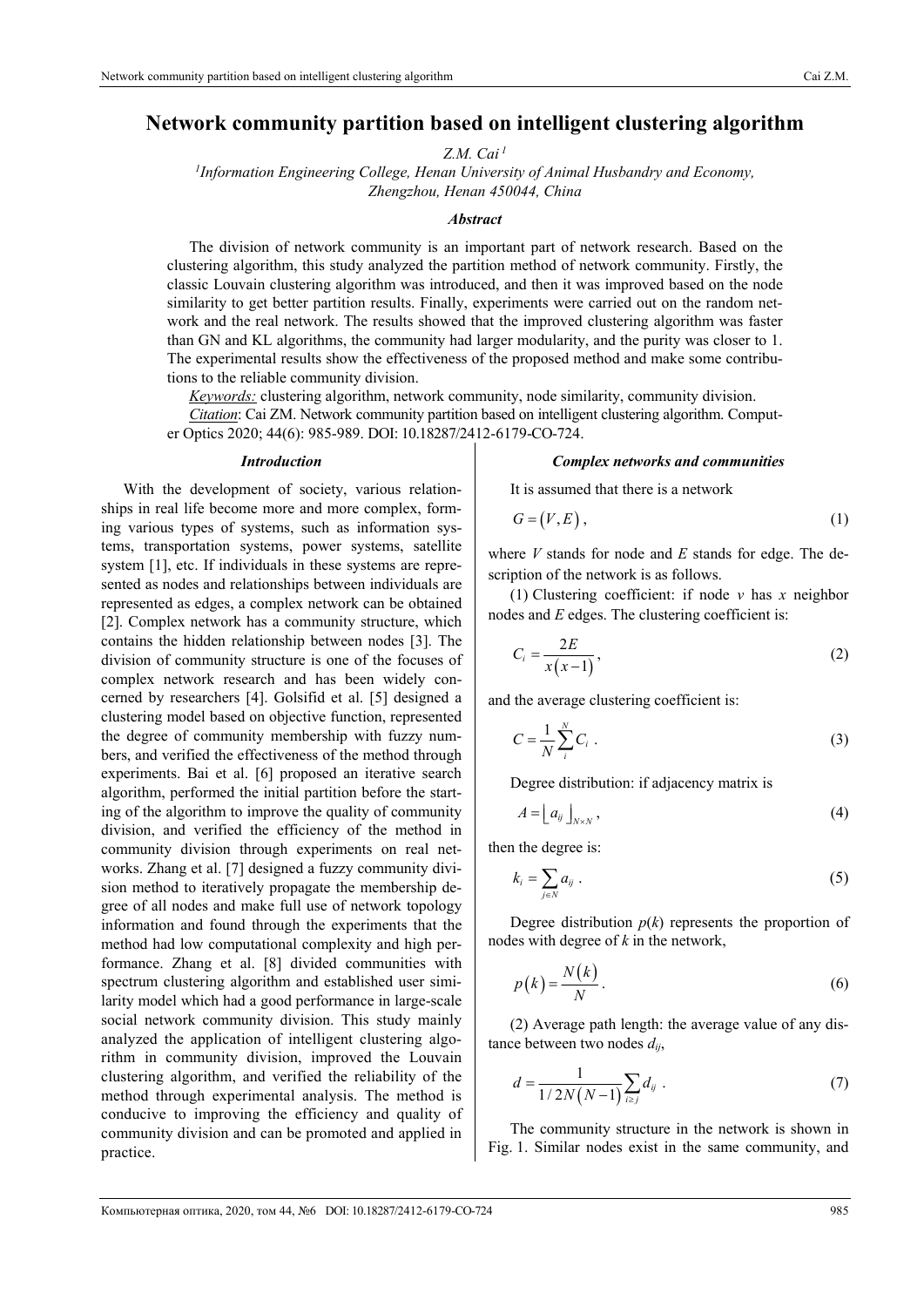# Network community partition based on intelligent clustering algorithm

*Z.M. Cai* [1]

[1] *Information Engineering College, Henan University of Animal Husbandry and Economy, Zhengzhou, Henan 450044, China*

### *Abstract*

The division of network community is an important part of network research. Based on the clustering algorithm, this study analyzed the partition method of network community. Firstly, the classic Louvain clustering algorithm was introduced, and then it was improved based on the node similarity to get better partition results. Finally, experiments were carried out on the random network and the real network. The results showed that the improved clustering algorithm was faster than GN and KL algorithms, the community had larger modularity, and the purity was closer to 1. The experimental results show the effectiveness of the proposed method and make some contributions to the reliable community division.

*Keywords:* clustering algorithm, network community, node similarity, community division.

*Citation*: Cai ZM. Network community partition based on intelligent clustering algorithm. Computer Optics 2020; 44(6): 985-989. DOI: 10.18287/2412-6179-CO-724.

## *Introduction*

With the development of society, various relationships in real life become more and more complex, forming various types of systems, such as information systems, transportation systems, power systems, satellite system [1], etc. If individuals in these systems are represented as nodes and relationships between individuals are represented as edges, a complex network can be obtained [2]. Complex network has a community structure, which contains the hidden relationship between nodes [3]. The division of community structure is one of the focuses of complex network research and has been widely concerned by researchers [4]. Golsifid et al. [5] designed a clustering model based on objective function, represented the degree of community membership with fuzzy numbers, and verified the effectiveness of the method through experiments. Bai et al. [6] proposed an iterative search algorithm, performed the initial partition before the starting of the algorithm to improve the quality of community division, and verified the efficiency of the method in community division through experiments on real networks. Zhang et al. [7] designed a fuzzy community division method to iteratively propagate the membership degree of all nodes and make full use of network topology information and found through the experiments that the method had low computational complexity and high performance. Zhang et al. [8] divided communities with spectrum clustering algorithm and established user similarity model which had a good performance in large-scale social network community division. This study mainly analyzed the application of intelligent clustering algorithm in community division, improved the Louvain clustering algorithm, and verified the reliability of the method through experimental analysis. The method is conducive to improving the efficiency and quality of community division and can be promoted and applied in practice.

## *Complex networks and communities*

It is assumed that there is a network

$$G = (V, E), \tag{1}$$

where $V$ stands for node and $E$ stands for edge. The description of the network is as follows.

(1) Clustering coefficient: if node $v$ has $x$ neighbor nodes and $E$ edges. The clustering coefficient is:

$$C_i = \frac{2E}{x(x-1)}, \tag{2}$$

and the average clustering coefficient is:

$$C = \frac{1}{N}\sum_{i}^{N} C_i . \tag{3}$$

Degree distribution: if adjacency matrix is

$$A = \lfloor a_{ij} \rfloor_{N \times N}, \tag{4}$$

then the degree is:

$$k_i = \sum_{j \in N} a_{ij} . \tag{5}$$

Degree distribution $p(k)$ represents the proportion of nodes with degree of $k$ in the network,

$$p(k) = \frac{N(k)}{N}. \tag{6}$$

(2) Average path length: the average value of any distance between two nodes $d_{ij}$,

$$d = \frac{1}{1/2N(N-1)}\sum_{i \geq j} d_{ij} . \tag{7}$$

The community structure in the network is shown in Fig. 1. Similar nodes exist in the same community, and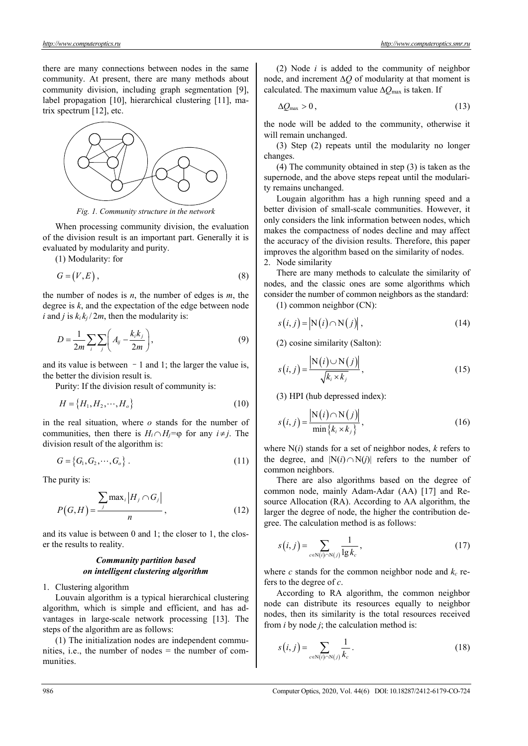there are many connections between nodes in the same community. At present, there are many methods about community division, including graph segmentation [9], label propagation [10], hierarchical clustering [11], matrix spectrum [12], etc.

*Fig. 1. Community structure in the network*

When processing community division, the evaluation of the division result is an important part. Generally it is evaluated by modularity and purity.

(1) Modularity: for

$$G = (V, E), \tag{8}$$

the number of nodes is $n$, the number of edges is $m$, the degree is $k$, and the expectation of the edge between node $i$ and $j$ is $k_i k_j / 2m$, then the modularity is:

$$D = \frac{1}{2m} \sum_i \sum_j \left( A_{ij} - \frac{k_i k_j}{2m} \right), \tag{9}$$

and its value is between –1 and 1; the larger the value is, the better the division result is.

Purity: If the division result of community is:

$$H = \{H_1, H_2, \cdots, H_o\} \tag{10}$$

in the real situation, where $o$ stands for the number of communities, then there is $H_i \cap H_j = \varphi$ for any $i \neq j$. The division result of the algorithm is:

$$G = \{G_1, G_2, \cdots, G_o\}. \tag{11}$$

The purity is:

$$P(G, H) = \frac{\sum_j \max_i |H_j \cap G_j|}{n}, \tag{12}$$

and its value is between 0 and 1; the closer to 1, the closer the results to reality.

### *Community partition based on intelligent clustering algorithm*

1. Clustering algorithm

Louvain algorithm is a typical hierarchical clustering algorithm, which is simple and efficient, and has advantages in large-scale network processing [13]. The steps of the algorithm are as follows:

(1) The initialization nodes are independent communities, i.e., the number of nodes = the number of communities.

(2) Node $i$ is added to the community of neighbor node, and increment $\Delta Q$ of modularity at that moment is calculated. The maximum value $\Delta Q_{\max}$ is taken. If

$$\Delta Q_{\max} > 0, \tag{13}$$

the node will be added to the community, otherwise it will remain unchanged.

(3) Step (2) repeats until the modularity no longer changes.

(4) The community obtained in step (3) is taken as the supernode, and the above steps repeat until the modularity remains unchanged.

Lougain algorithm has a high running speed and a better division of small-scale communities. However, it only considers the link information between nodes, which makes the compactness of nodes decline and may affect the accuracy of the division results. Therefore, this paper improves the algorithm based on the similarity of nodes.

2. Node similarity

There are many methods to calculate the similarity of nodes, and the classic ones are some algorithms which consider the number of common neighbors as the standard:

(1) common neighbor (CN):

$$s(i, j) = |\mathrm{N}(i) \cap \mathrm{N}(j)|, \tag{14}$$

(2) cosine similarity (Salton):

$$s(i, j) = \frac{|\mathrm{N}(i) \cup \mathrm{N}(j)|}{\sqrt{k_i \times k_j}}, \tag{15}$$

(3) HPI (hub depressed index):

$$s(i, j) = \frac{|\mathrm{N}(i) \cap \mathrm{N}(j)|}{\min\{k_i \times k_j\}}, \tag{16}$$

where $\mathrm{N}(i)$ stands for a set of neighbor nodes, $k$ refers to the degree, and $|\mathrm{N}(i) \cap \mathrm{N}(j)|$ refers to the number of common neighbors.

There are also algorithms based on the degree of common node, mainly Adam-Adar (AA) [17] and Resource Allocation (RA). According to AA algorithm, the larger the degree of node, the higher the contribution degree. The calculation method is as follows:

$$s(i, j) = \sum_{c \in \mathrm{N}(i) \cap \mathrm{N}(j)} \frac{1}{\lg k_c}, \tag{17}$$

where $c$ stands for the common neighbor node and $k_c$ refers to the degree of $c$.

According to RA algorithm, the common neighbor node can distribute its resources equally to neighbor nodes, then its similarity is the total resources received from $i$ by node $j$; the calculation method is:

$$s(i, j) = \sum_{c \in \mathrm{N}(i) \cap \mathrm{N}(j)} \frac{1}{k_c}. \tag{18}$$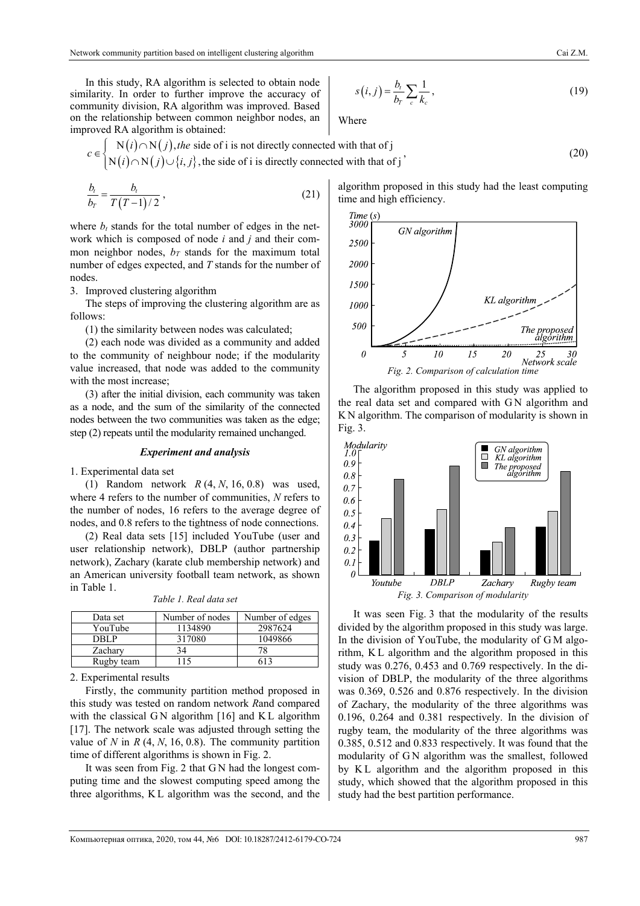In this study, RA algorithm is selected to obtain node similarity. In order to further improve the accuracy of community division, RA algorithm was improved. Based on the relationship between common neighbor nodes, an improved RA algorithm is obtained:

$$s(i,j)=\frac{b_t}{b_T}\sum_c \frac{1}{k_c},\tag{19}$$

Where

$$c\in\begin{cases}\mathrm{N}(i)\cap\mathrm{N}(j), \textit{the}\text{ side of i is not directly connected with that of j}\\ \mathrm{N}(i)\cap\mathrm{N}(j)\cup\{i,j\}, \text{the side of i is directly connected with that of j}\end{cases},\tag{20}$$

$$\frac{b_t}{b_T}=\frac{b_t}{T(T-1)/2},\tag{21}$$

where $b_t$ stands for the total number of edges in the network which is composed of node $i$ and $j$ and their common neighbor nodes, $b_T$ stands for the maximum total number of edges expected, and $T$ stands for the number of nodes.

3. Improved clustering algorithm

The steps of improving the clustering algorithm are as follows:

(1) the similarity between nodes was calculated;

(2) each node was divided as a community and added to the community of neighbour node; if the modularity value increased, that node was added to the community with the most increase;

(3) after the initial division, each community was taken as a node, and the sum of the similarity of the connected nodes between the two communities was taken as the edge; step (2) repeats until the modularity remained unchanged.

### *Experiment and analysis*

1. Experimental data set

(1) Random network $R$ (4, $N$, 16, 0.8) was used, where 4 refers to the number of communities, $N$ refers to the number of nodes, 16 refers to the average degree of nodes, and 0.8 refers to the tightness of node connections.

(2) Real data sets [15] included YouTube (user and user relationship network), DBLP (author partnership network), Zachary (karate club membership network) and an American university football team network, as shown in Table 1.

*Table 1. Real data set*

| Data set | Number of nodes | Number of edges |
|---|---|---|
| YouTube | 1134890 | 2987624 |
| DBLP | 317080 | 1049866 |
| Zachary | 34 | 78 |
| Rugby team | 115 | 613 |

2. Experimental results

Firstly, the community partition method proposed in this study was tested on random network $R$and compared with the classical GN algorithm [16] and KL algorithm [17]. The network scale was adjusted through setting the value of $N$ in $R$ (4, $N$, 16, 0.8). The community partition time of different algorithms is shown in Fig. 2.

It was seen from Fig. 2 that GN had the longest computing time and the slowest computing speed among the three algorithms, KL algorithm was the second, and the algorithm proposed in this study had the least computing time and high efficiency.

*Fig. 2. Comparison of calculation time*

The algorithm proposed in this study was applied to the real data set and compared with GN algorithm and KN algorithm. The comparison of modularity is shown in Fig. 3.

*Fig. 3. Comparison of modularity*

It was seen Fig. 3 that the modularity of the results divided by the algorithm proposed in this study was large. In the division of YouTube, the modularity of GM algorithm, KL algorithm and the algorithm proposed in this study was 0.276, 0.453 and 0.769 respectively. In the division of DBLP, the modularity of the three algorithms was 0.369, 0.526 and 0.876 respectively. In the division of Zachary, the modularity of the three algorithms was 0.196, 0.264 and 0.381 respectively. In the division of rugby team, the modularity of the three algorithms was 0.385, 0.512 and 0.833 respectively. It was found that the modularity of GN algorithm was the smallest, followed by KL algorithm and the algorithm proposed in this study, which showed that the algorithm proposed in this study had the best partition performance.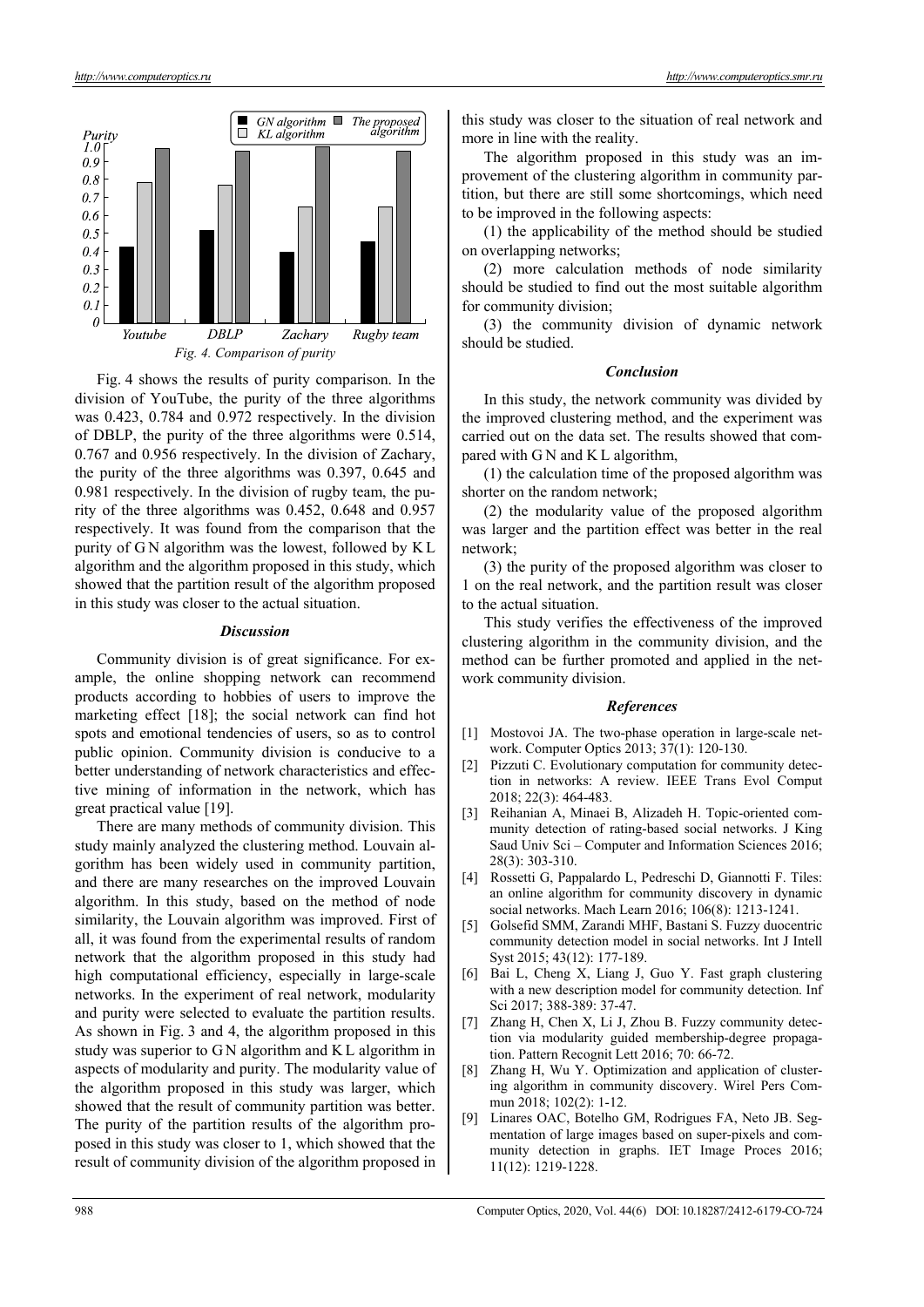*Fig. 4. Comparison of purity*

Fig. 4 shows the results of purity comparison. In the division of YouTube, the purity of the three algorithms was 0.423, 0.784 and 0.972 respectively. In the division of DBLP, the purity of the three algorithms were 0.514, 0.767 and 0.956 respectively. In the division of Zachary, the purity of the three algorithms was 0.397, 0.645 and 0.981 respectively. In the division of rugby team, the purity of the three algorithms was 0.452, 0.648 and 0.957 respectively. It was found from the comparison that the purity of GN algorithm was the lowest, followed by KL algorithm and the algorithm proposed in this study, which showed that the partition result of the algorithm proposed in this study was closer to the actual situation.

### *Discussion*

Community division is of great significance. For example, the online shopping network can recommend products according to hobbies of users to improve the marketing effect [18]; the social network can find hot spots and emotional tendencies of users, so as to control public opinion. Community division is conducive to a better understanding of network characteristics and effective mining of information in the network, which has great practical value [19].

There are many methods of community division. This study mainly analyzed the clustering method. Louvain algorithm has been widely used in community partition, and there are many researches on the improved Louvain algorithm. In this study, based on the method of node similarity, the Louvain algorithm was improved. First of all, it was found from the experimental results of random network that the algorithm proposed in this study had high computational efficiency, especially in large-scale networks. In the experiment of real network, modularity and purity were selected to evaluate the partition results. As shown in Fig. 3 and 4, the algorithm proposed in this study was superior to GN algorithm and KL algorithm in aspects of modularity and purity. The modularity value of the algorithm proposed in this study was larger, which showed that the result of community partition was better. The purity of the partition results of the algorithm proposed in this study was closer to 1, which showed that the result of community division of the algorithm proposed in this study was closer to the situation of real network and more in line with the reality.

The algorithm proposed in this study was an improvement of the clustering algorithm in community partition, but there are still some shortcomings, which need to be improved in the following aspects:

(1) the applicability of the method should be studied on overlapping networks;

(2) more calculation methods of node similarity should be studied to find out the most suitable algorithm for community division;

(3) the community division of dynamic network should be studied.

### *Conclusion*

In this study, the network community was divided by the improved clustering method, and the experiment was carried out on the data set. The results showed that compared with GN and KL algorithm,

(1) the calculation time of the proposed algorithm was shorter on the random network;

(2) the modularity value of the proposed algorithm was larger and the partition effect was better in the real network;

(3) the purity of the proposed algorithm was closer to 1 on the real network, and the partition result was closer to the actual situation.

This study verifies the effectiveness of the improved clustering algorithm in the community division, and the method can be further promoted and applied in the network community division.

### *References*

[1] Mostovoi JA. The two-phase operation in large-scale network. Computer Optics 2013; 37(1): 120-130.

[2] Pizzuti C. Evolutionary computation for community detection in networks: A review. IEEE Trans Evol Comput 2018; 22(3): 464-483.

[3] Reihanian A, Minaei B, Alizadeh H. Topic-oriented community detection of rating-based social networks. J King Saud Univ Sci – Computer and Information Sciences 2016; 28(3): 303-310.

[4] Rossetti G, Pappalardo L, Pedreschi D, Giannotti F. Tiles: an online algorithm for community discovery in dynamic social networks. Mach Learn 2016; 106(8): 1213-1241.

[5] Golsefid SMM, Zarandi MHF, Bastani S. Fuzzy duocentric community detection model in social networks. Int J Intell Syst 2015; 43(12): 177-189.

[6] Bai L, Cheng X, Liang J, Guo Y. Fast graph clustering with a new description model for community detection. Inf Sci 2017; 388-389: 37-47.

[7] Zhang H, Chen X, Li J, Zhou B. Fuzzy community detection via modularity guided membership-degree propagation. Pattern Recognit Lett 2016; 70: 66-72.

[8] Zhang H, Wu Y. Optimization and application of clustering algorithm in community discovery. Wirel Pers Commun 2018; 102(2): 1-12.

[9] Linares OAC, Botelho GM, Rodrigues FA, Neto JB. Segmentation of large images based on super-pixels and community detection in graphs. IET Image Proces 2016; 11(12): 1219-1228.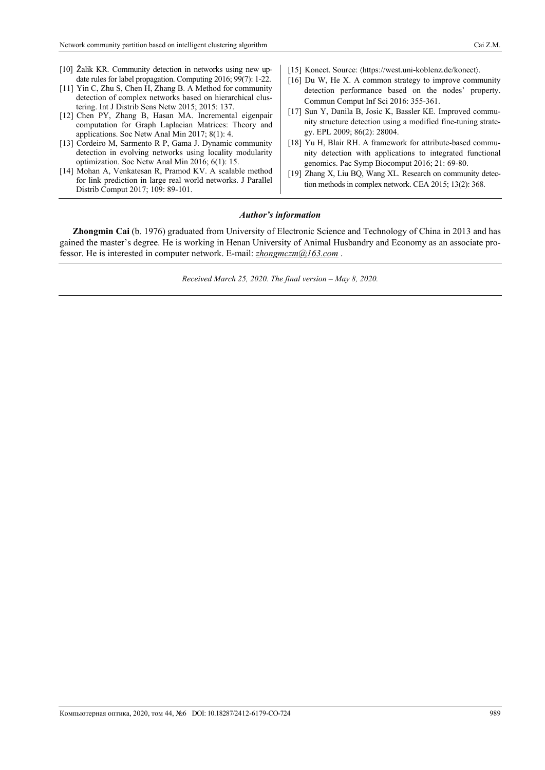[10] Žalik KR. Community detection in networks using new update rules for label propagation. Computing 2016; 99(7): 1-22.

[11] Yin C, Zhu S, Chen H, Zhang B. A Method for community detection of complex networks based on hierarchical clustering. Int J Distrib Sens Netw 2015; 2015: 137.

[12] Chen PY, Zhang B, Hasan MA. Incremental eigenpair computation for Graph Laplacian Matrices: Theory and applications. Soc Netw Anal Min 2017; 8(1): 4.

[13] Cordeiro M, Sarmento R P, Gama J. Dynamic community detection in evolving networks using locality modularity optimization. Soc Netw Anal Min 2016; 6(1): 15.

[14] Mohan A, Venkatesan R, Pramod KV. A scalable method for link prediction in large real world networks. J Parallel Distrib Comput 2017; 109: 89-101.

[15] Konect. Source: ⟨https://west.uni-koblenz.de/konect⟩.

[16] Du W, He X. A common strategy to improve community detection performance based on the nodes' property. Commun Comput Inf Sci 2016: 355-361.

[17] Sun Y, Danila B, Josic K, Bassler KE. Improved community structure detection using a modified fine-tuning strategy. EPL 2009; 86(2): 28004.

[18] Yu H, Blair RH. A framework for attribute-based community detection with applications to integrated functional genomics. Pac Symp Biocomput 2016; 21: 69-80.

[19] Zhang X, Liu BQ, Wang XL. Research on community detection methods in complex network. CEA 2015; 13(2): 368.

### *Author's information*

**Zhongmin Cai** (b. 1976) graduated from University of Electronic Science and Technology of China in 2013 and has gained the master's degree. He is working in Henan University of Animal Husbandry and Economy as an associate professor. He is interested in computer network. E-mail: *zhongmczm@163.com* .

*Received March 25, 2020. The final version – May 8, 2020.*